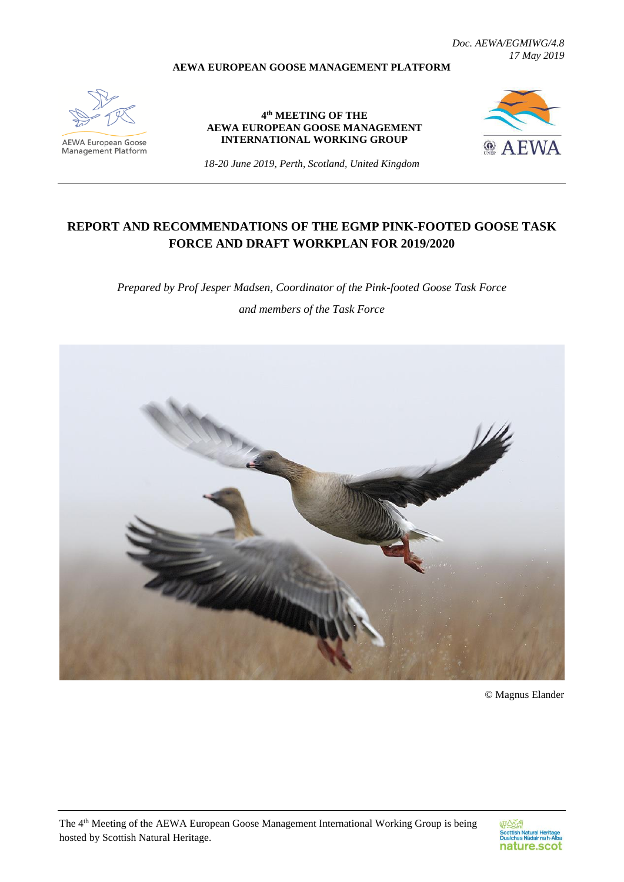*Doc. AEWA/EGMIWG/4.8*
*17 May 2019*

**AEWA EUROPEAN GOOSE MANAGEMENT PLATFORM**

AEWA European Goose Management Platform

**4th MEETING OF THE AEWA EUROPEAN GOOSE MANAGEMENT INTERNATIONAL WORKING GROUP**

*18-20 June 2019, Perth, Scotland, United Kingdom*

# REPORT AND RECOMMENDATIONS OF THE EGMP PINK-FOOTED GOOSE TASK FORCE AND DRAFT WORKPLAN FOR 2019/2020

*Prepared by Prof Jesper Madsen, Coordinator of the Pink-footed Goose Task Force and members of the Task Force*

© Magnus Elander

The 4th Meeting of the AEWA European Goose Management International Working Group is being hosted by Scottish Natural Heritage.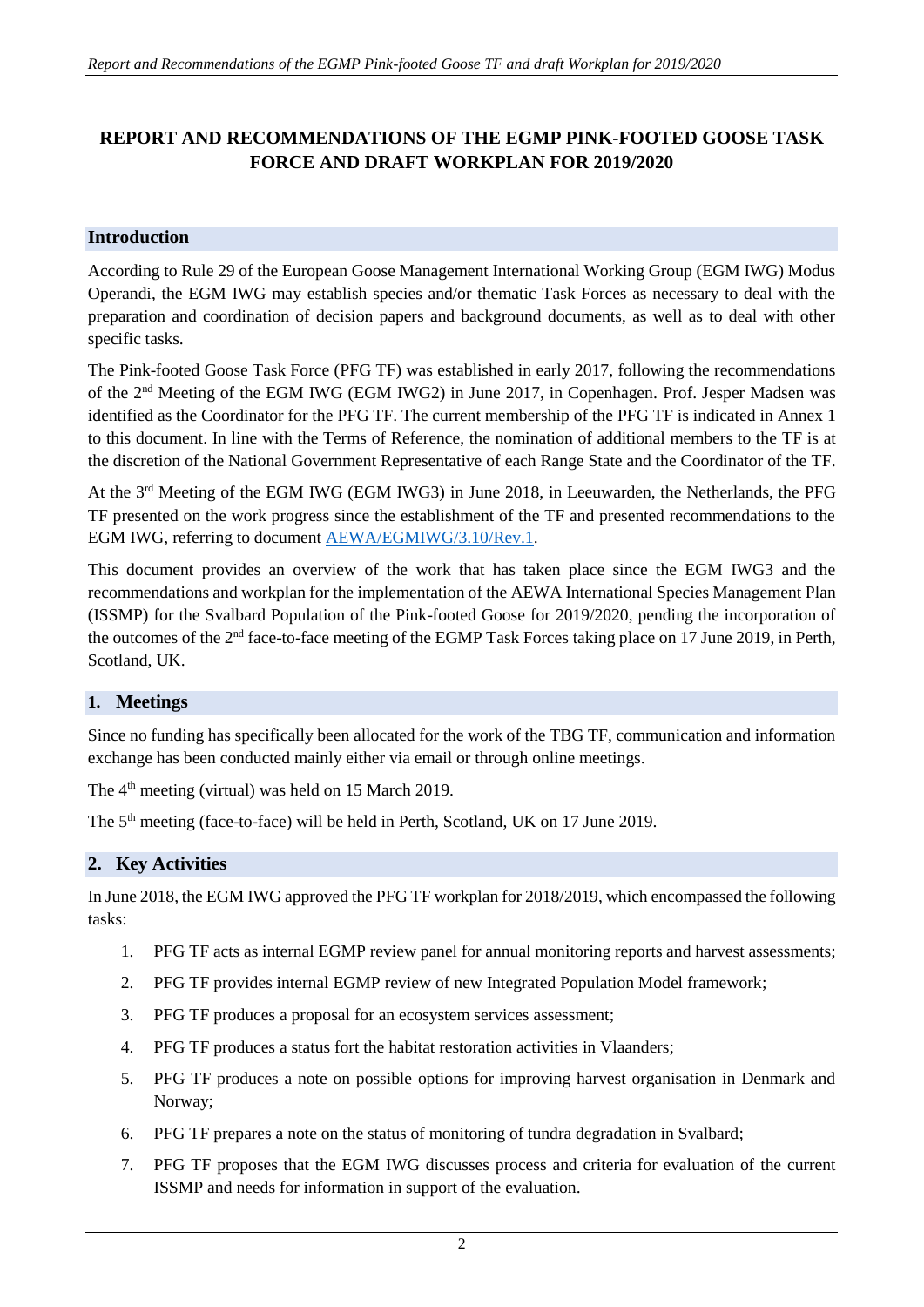# REPORT AND RECOMMENDATIONS OF THE EGMP PINK-FOOTED GOOSE TASK FORCE AND DRAFT WORKPLAN FOR 2019/2020

## Introduction

According to Rule 29 of the European Goose Management International Working Group (EGM IWG) Modus Operandi, the EGM IWG may establish species and/or thematic Task Forces as necessary to deal with the preparation and coordination of decision papers and background documents, as well as to deal with other specific tasks.

The Pink-footed Goose Task Force (PFG TF) was established in early 2017, following the recommendations of the 2nd Meeting of the EGM IWG (EGM IWG2) in June 2017, in Copenhagen. Prof. Jesper Madsen was identified as the Coordinator for the PFG TF. The current membership of the PFG TF is indicated in Annex 1 to this document. In line with the Terms of Reference, the nomination of additional members to the TF is at the discretion of the National Government Representative of each Range State and the Coordinator of the TF.

At the 3rd Meeting of the EGM IWG (EGM IWG3) in June 2018, in Leeuwarden, the Netherlands, the PFG TF presented on the work progress since the establishment of the TF and presented recommendations to the EGM IWG, referring to document AEWA/EGMIWG/3.10/Rev.1.

This document provides an overview of the work that has taken place since the EGM IWG3 and the recommendations and workplan for the implementation of the AEWA International Species Management Plan (ISSMP) for the Svalbard Population of the Pink-footed Goose for 2019/2020, pending the incorporation of the outcomes of the 2nd face-to-face meeting of the EGMP Task Forces taking place on 17 June 2019, in Perth, Scotland, UK.

## 1. Meetings

Since no funding has specifically been allocated for the work of the TBG TF, communication and information exchange has been conducted mainly either via email or through online meetings.

The 4th meeting (virtual) was held on 15 March 2019.

The 5th meeting (face-to-face) will be held in Perth, Scotland, UK on 17 June 2019.

## 2. Key Activities

In June 2018, the EGM IWG approved the PFG TF workplan for 2018/2019, which encompassed the following tasks:

1. PFG TF acts as internal EGMP review panel for annual monitoring reports and harvest assessments;
2. PFG TF provides internal EGMP review of new Integrated Population Model framework;
3. PFG TF produces a proposal for an ecosystem services assessment;
4. PFG TF produces a status fort the habitat restoration activities in Vlaanders;
5. PFG TF produces a note on possible options for improving harvest organisation in Denmark and Norway;
6. PFG TF prepares a note on the status of monitoring of tundra degradation in Svalbard;
7. PFG TF proposes that the EGM IWG discusses process and criteria for evaluation of the current ISSMP and needs for information in support of the evaluation.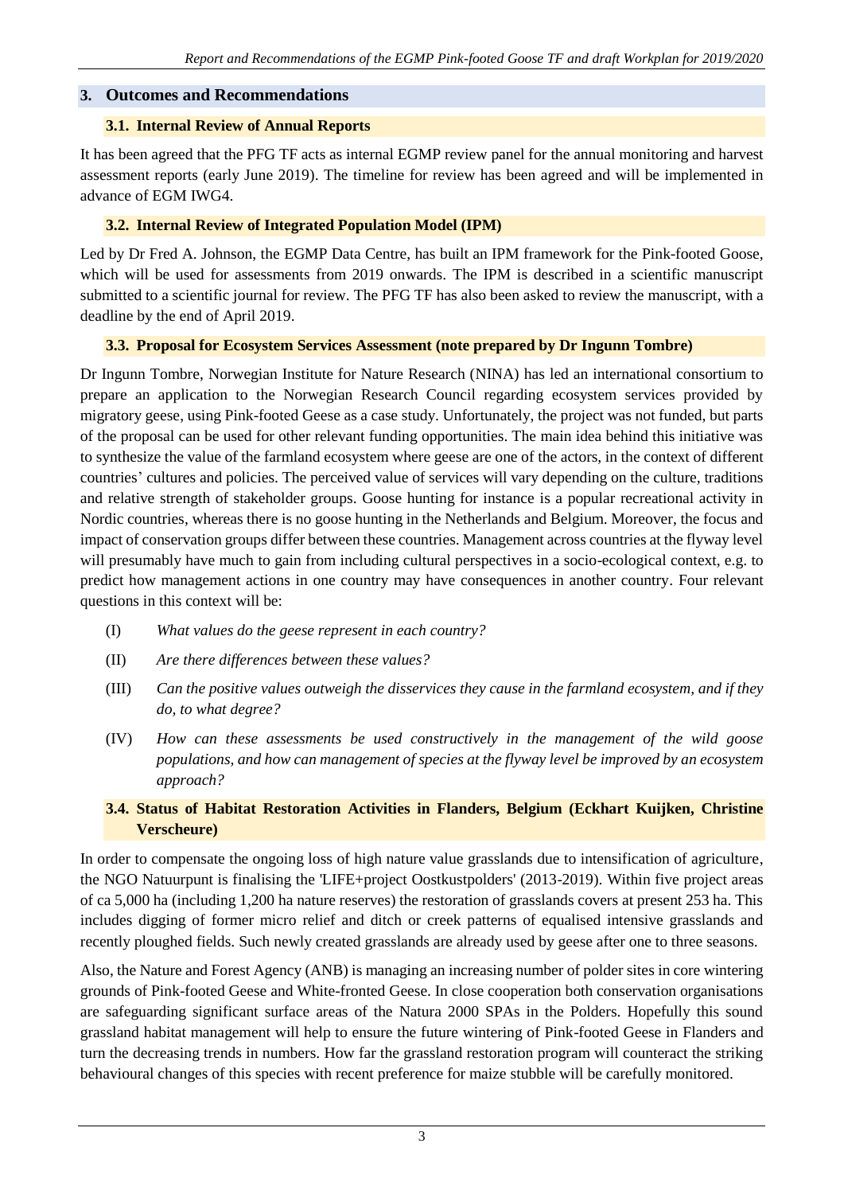## 3. Outcomes and Recommendations

### 3.1. Internal Review of Annual Reports

It has been agreed that the PFG TF acts as internal EGMP review panel for the annual monitoring and harvest assessment reports (early June 2019). The timeline for review has been agreed and will be implemented in advance of EGM IWG4.

### 3.2. Internal Review of Integrated Population Model (IPM)

Led by Dr Fred A. Johnson, the EGMP Data Centre, has built an IPM framework for the Pink-footed Goose, which will be used for assessments from 2019 onwards. The IPM is described in a scientific manuscript submitted to a scientific journal for review. The PFG TF has also been asked to review the manuscript, with a deadline by the end of April 2019.

### 3.3. Proposal for Ecosystem Services Assessment (note prepared by Dr Ingunn Tombre)

Dr Ingunn Tombre, Norwegian Institute for Nature Research (NINA) has led an international consortium to prepare an application to the Norwegian Research Council regarding ecosystem services provided by migratory geese, using Pink-footed Geese as a case study. Unfortunately, the project was not funded, but parts of the proposal can be used for other relevant funding opportunities. The main idea behind this initiative was to synthesize the value of the farmland ecosystem where geese are one of the actors, in the context of different countries' cultures and policies. The perceived value of services will vary depending on the culture, traditions and relative strength of stakeholder groups. Goose hunting for instance is a popular recreational activity in Nordic countries, whereas there is no goose hunting in the Netherlands and Belgium. Moreover, the focus and impact of conservation groups differ between these countries. Management across countries at the flyway level will presumably have much to gain from including cultural perspectives in a socio-ecological context, e.g. to predict how management actions in one country may have consequences in another country. Four relevant questions in this context will be:

(I) *What values do the geese represent in each country?*

(II) *Are there differences between these values?*

(III) *Can the positive values outweigh the disservices they cause in the farmland ecosystem, and if they do, to what degree?*

(IV) *How can these assessments be used constructively in the management of the wild goose populations, and how can management of species at the flyway level be improved by an ecosystem approach?*

### 3.4. Status of Habitat Restoration Activities in Flanders, Belgium (Eckhart Kuijken, Christine Verscheure)

In order to compensate the ongoing loss of high nature value grasslands due to intensification of agriculture, the NGO Natuurpunt is finalising the 'LIFE+project Oostkustpolders' (2013-2019). Within five project areas of ca 5,000 ha (including 1,200 ha nature reserves) the restoration of grasslands covers at present 253 ha. This includes digging of former micro relief and ditch or creek patterns of equalised intensive grasslands and recently ploughed fields. Such newly created grasslands are already used by geese after one to three seasons.

Also, the Nature and Forest Agency (ANB) is managing an increasing number of polder sites in core wintering grounds of Pink-footed Geese and White-fronted Geese. In close cooperation both conservation organisations are safeguarding significant surface areas of the Natura 2000 SPAs in the Polders. Hopefully this sound grassland habitat management will help to ensure the future wintering of Pink-footed Geese in Flanders and turn the decreasing trends in numbers. How far the grassland restoration program will counteract the striking behavioural changes of this species with recent preference for maize stubble will be carefully monitored.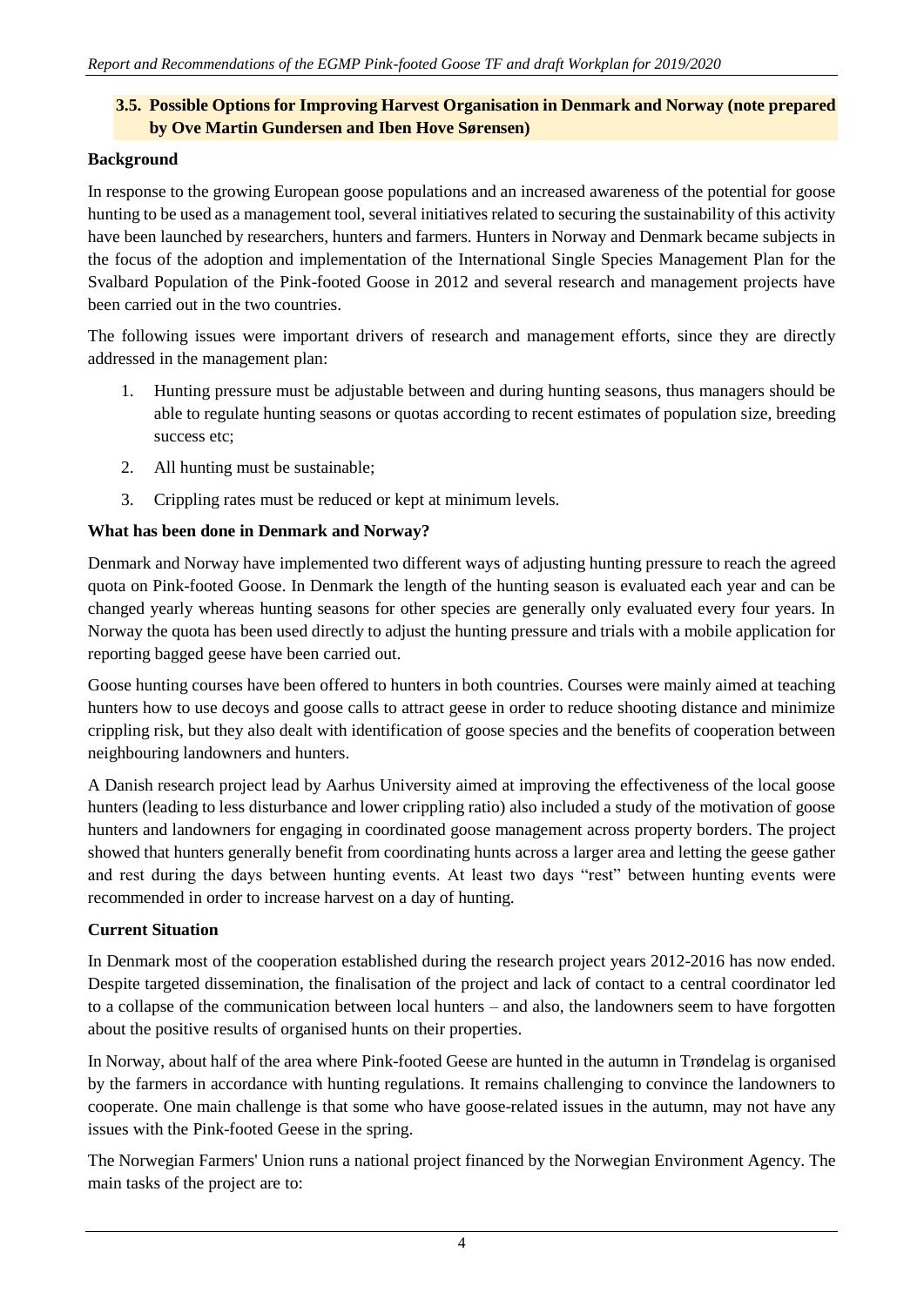### 3.5. Possible Options for Improving Harvest Organisation in Denmark and Norway (note prepared by Ove Martin Gundersen and Iben Hove Sørensen)

**Background**

In response to the growing European goose populations and an increased awareness of the potential for goose hunting to be used as a management tool, several initiatives related to securing the sustainability of this activity have been launched by researchers, hunters and farmers. Hunters in Norway and Denmark became subjects in the focus of the adoption and implementation of the International Single Species Management Plan for the Svalbard Population of the Pink-footed Goose in 2012 and several research and management projects have been carried out in the two countries.

The following issues were important drivers of research and management efforts, since they are directly addressed in the management plan:

1. Hunting pressure must be adjustable between and during hunting seasons, thus managers should be able to regulate hunting seasons or quotas according to recent estimates of population size, breeding success etc;
2. All hunting must be sustainable;
3. Crippling rates must be reduced or kept at minimum levels.

**What has been done in Denmark and Norway?**

Denmark and Norway have implemented two different ways of adjusting hunting pressure to reach the agreed quota on Pink-footed Goose. In Denmark the length of the hunting season is evaluated each year and can be changed yearly whereas hunting seasons for other species are generally only evaluated every four years. In Norway the quota has been used directly to adjust the hunting pressure and trials with a mobile application for reporting bagged geese have been carried out.

Goose hunting courses have been offered to hunters in both countries. Courses were mainly aimed at teaching hunters how to use decoys and goose calls to attract geese in order to reduce shooting distance and minimize crippling risk, but they also dealt with identification of goose species and the benefits of cooperation between neighbouring landowners and hunters.

A Danish research project lead by Aarhus University aimed at improving the effectiveness of the local goose hunters (leading to less disturbance and lower crippling ratio) also included a study of the motivation of goose hunters and landowners for engaging in coordinated goose management across property borders. The project showed that hunters generally benefit from coordinating hunts across a larger area and letting the geese gather and rest during the days between hunting events. At least two days "rest" between hunting events were recommended in order to increase harvest on a day of hunting.

**Current Situation**

In Denmark most of the cooperation established during the research project years 2012-2016 has now ended. Despite targeted dissemination, the finalisation of the project and lack of contact to a central coordinator led to a collapse of the communication between local hunters – and also, the landowners seem to have forgotten about the positive results of organised hunts on their properties.

In Norway, about half of the area where Pink-footed Geese are hunted in the autumn in Trøndelag is organised by the farmers in accordance with hunting regulations. It remains challenging to convince the landowners to cooperate. One main challenge is that some who have goose-related issues in the autumn, may not have any issues with the Pink-footed Geese in the spring.

The Norwegian Farmers' Union runs a national project financed by the Norwegian Environment Agency. The main tasks of the project are to: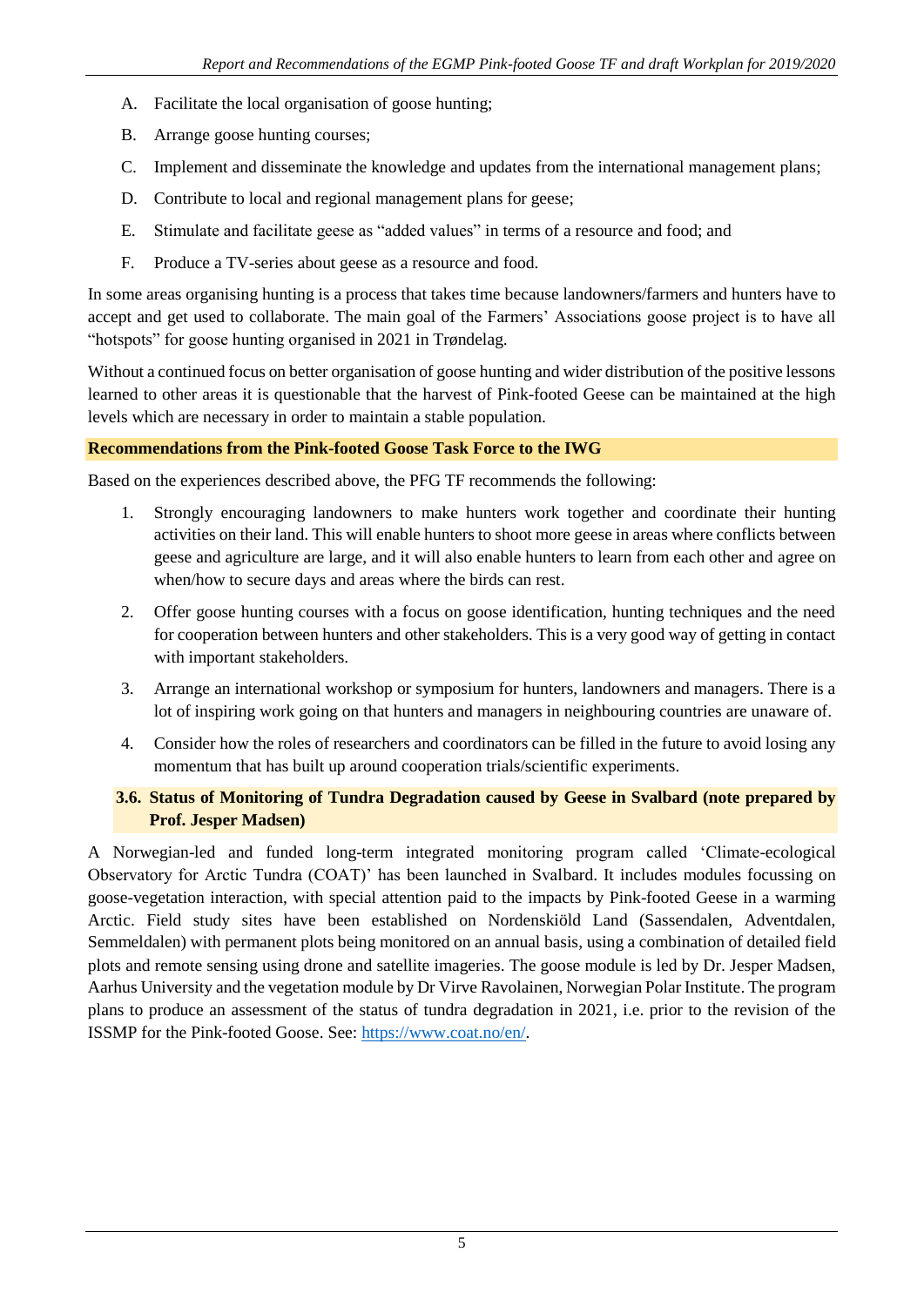A. Facilitate the local organisation of goose hunting;

B. Arrange goose hunting courses;

C. Implement and disseminate the knowledge and updates from the international management plans;

D. Contribute to local and regional management plans for geese;

E. Stimulate and facilitate geese as "added values" in terms of a resource and food; and

F. Produce a TV-series about geese as a resource and food.

In some areas organising hunting is a process that takes time because landowners/farmers and hunters have to accept and get used to collaborate. The main goal of the Farmers' Associations goose project is to have all "hotspots" for goose hunting organised in 2021 in Trøndelag.

Without a continued focus on better organisation of goose hunting and wider distribution of the positive lessons learned to other areas it is questionable that the harvest of Pink-footed Geese can be maintained at the high levels which are necessary in order to maintain a stable population.

**Recommendations from the Pink-footed Goose Task Force to the IWG**

Based on the experiences described above, the PFG TF recommends the following:

1. Strongly encouraging landowners to make hunters work together and coordinate their hunting activities on their land. This will enable hunters to shoot more geese in areas where conflicts between geese and agriculture are large, and it will also enable hunters to learn from each other and agree on when/how to secure days and areas where the birds can rest.
2. Offer goose hunting courses with a focus on goose identification, hunting techniques and the need for cooperation between hunters and other stakeholders. This is a very good way of getting in contact with important stakeholders.
3. Arrange an international workshop or symposium for hunters, landowners and managers. There is a lot of inspiring work going on that hunters and managers in neighbouring countries are unaware of.
4. Consider how the roles of researchers and coordinators can be filled in the future to avoid losing any momentum that has built up around cooperation trials/scientific experiments.

### 3.6. Status of Monitoring of Tundra Degradation caused by Geese in Svalbard (note prepared by Prof. Jesper Madsen)

A Norwegian-led and funded long-term integrated monitoring program called 'Climate-ecological Observatory for Arctic Tundra (COAT)' has been launched in Svalbard. It includes modules focussing on goose-vegetation interaction, with special attention paid to the impacts by Pink-footed Geese in a warming Arctic. Field study sites have been established on Nordenskiöld Land (Sassendalen, Adventdalen, Semmeldalen) with permanent plots being monitored on an annual basis, using a combination of detailed field plots and remote sensing using drone and satellite imageries. The goose module is led by Dr. Jesper Madsen, Aarhus University and the vegetation module by Dr Virve Ravolainen, Norwegian Polar Institute. The program plans to produce an assessment of the status of tundra degradation in 2021, i.e. prior to the revision of the ISSMP for the Pink-footed Goose. See: https://www.coat.no/en/.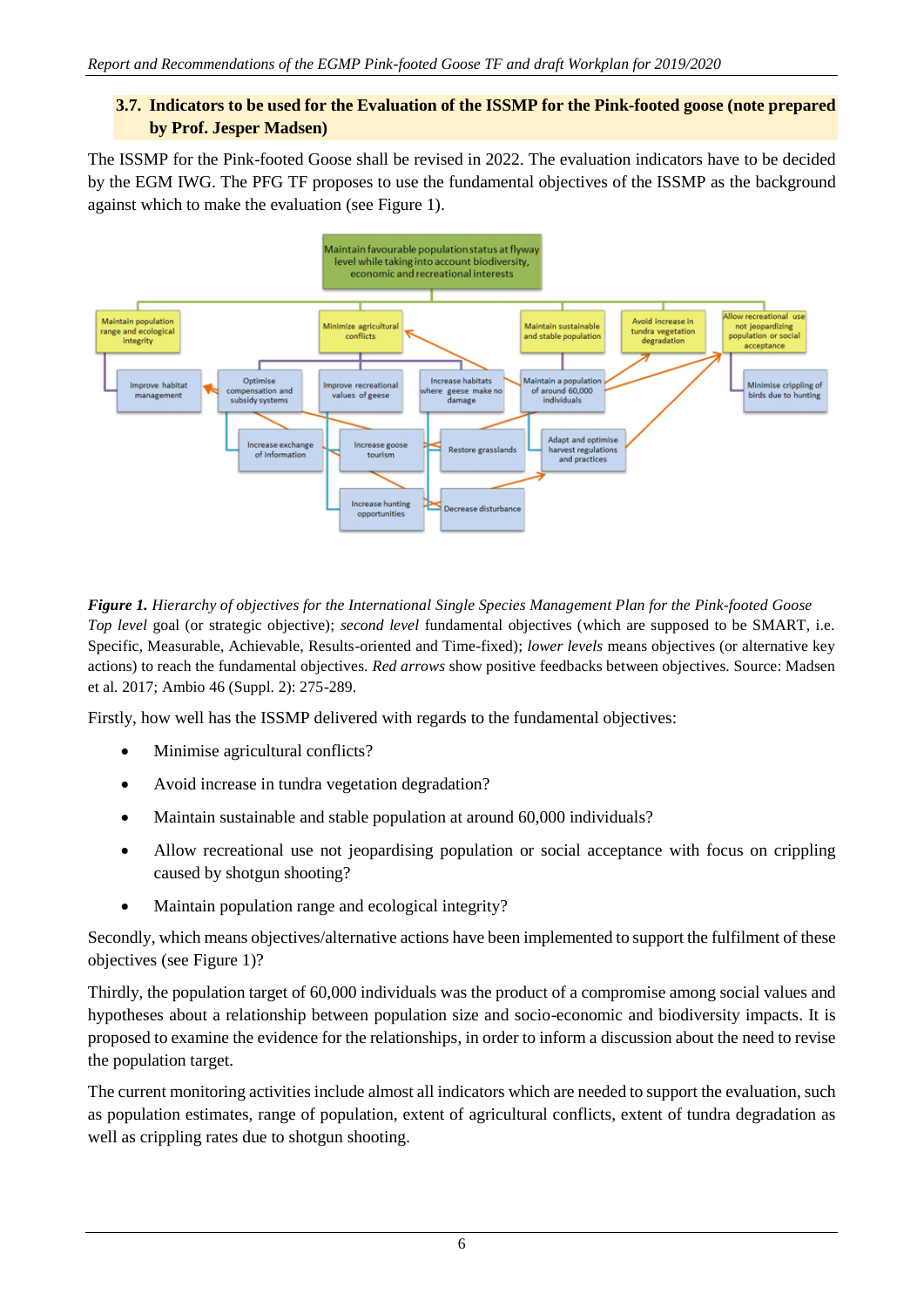### 3.7. Indicators to be used for the Evaluation of the ISSMP for the Pink-footed goose (note prepared by Prof. Jesper Madsen)

The ISSMP for the Pink-footed Goose shall be revised in 2022. The evaluation indicators have to be decided by the EGM IWG. The PFG TF proposes to use the fundamental objectives of the ISSMP as the background against which to make the evaluation (see Figure 1).

Maintain favourable population status at flyway level while taking into account biodiversity, economic and recreational interests

Maintain population range and ecological integrity

Minimize agricultural conflicts

Maintain sustainable and stable population

Avoid increase in tundra vegetation degradation

Allow recreational use not jeopardizing population or social acceptance

Improve habitat management

Optimise compensation and subsidy systems

Improve recreational values of geese

Increase habitats where geese make no damage

Maintain a population of around 60,000 individuals

Minimise crippling of birds due to hunting

Increase exchange of information

Increase goose tourism

Restore grasslands

Adapt and optimise harvest regulations and practices

Increase hunting opportunities

Decrease disturbance

***Figure 1.*** *Hierarchy of objectives for the International Single Species Management Plan for the Pink-footed Goose Top level* goal (or strategic objective); *second level* fundamental objectives (which are supposed to be SMART, i.e. Specific, Measurable, Achievable, Results-oriented and Time-fixed); *lower levels* means objectives (or alternative key actions) to reach the fundamental objectives. *Red arrows* show positive feedbacks between objectives. Source: Madsen et al. 2017; Ambio 46 (Suppl. 2): 275-289.

Firstly, how well has the ISSMP delivered with regards to the fundamental objectives:

- Minimise agricultural conflicts?
- Avoid increase in tundra vegetation degradation?
- Maintain sustainable and stable population at around 60,000 individuals?
- Allow recreational use not jeopardising population or social acceptance with focus on crippling caused by shotgun shooting?
- Maintain population range and ecological integrity?

Secondly, which means objectives/alternative actions have been implemented to support the fulfilment of these objectives (see Figure 1)?

Thirdly, the population target of 60,000 individuals was the product of a compromise among social values and hypotheses about a relationship between population size and socio-economic and biodiversity impacts. It is proposed to examine the evidence for the relationships, in order to inform a discussion about the need to revise the population target.

The current monitoring activities include almost all indicators which are needed to support the evaluation, such as population estimates, range of population, extent of agricultural conflicts, extent of tundra degradation as well as crippling rates due to shotgun shooting.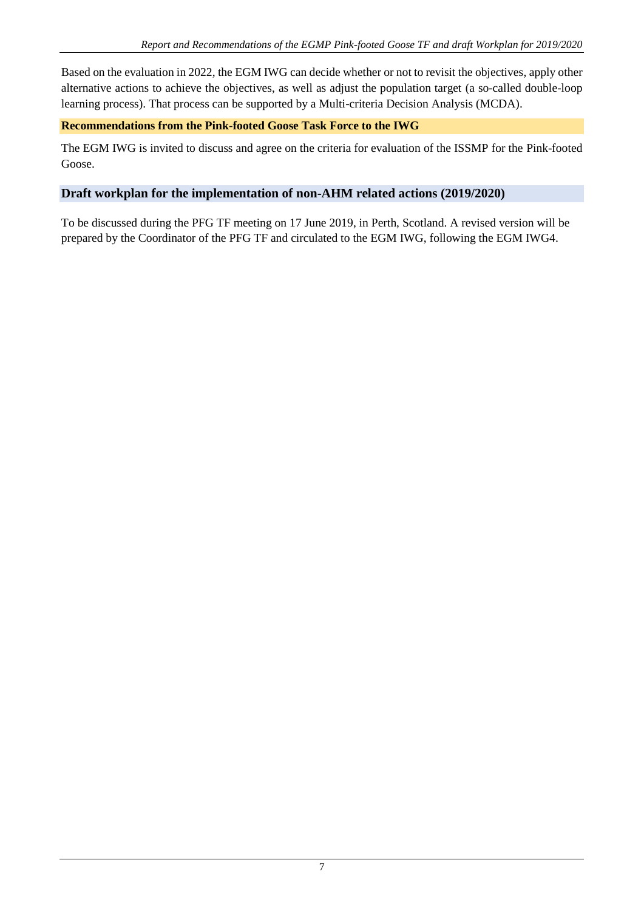Based on the evaluation in 2022, the EGM IWG can decide whether or not to revisit the objectives, apply other alternative actions to achieve the objectives, as well as adjust the population target (a so-called double-loop learning process). That process can be supported by a Multi-criteria Decision Analysis (MCDA).

**Recommendations from the Pink-footed Goose Task Force to the IWG**

The EGM IWG is invited to discuss and agree on the criteria for evaluation of the ISSMP for the Pink-footed Goose.

## Draft workplan for the implementation of non-AHM related actions (2019/2020)

To be discussed during the PFG TF meeting on 17 June 2019, in Perth, Scotland. A revised version will be prepared by the Coordinator of the PFG TF and circulated to the EGM IWG, following the EGM IWG4.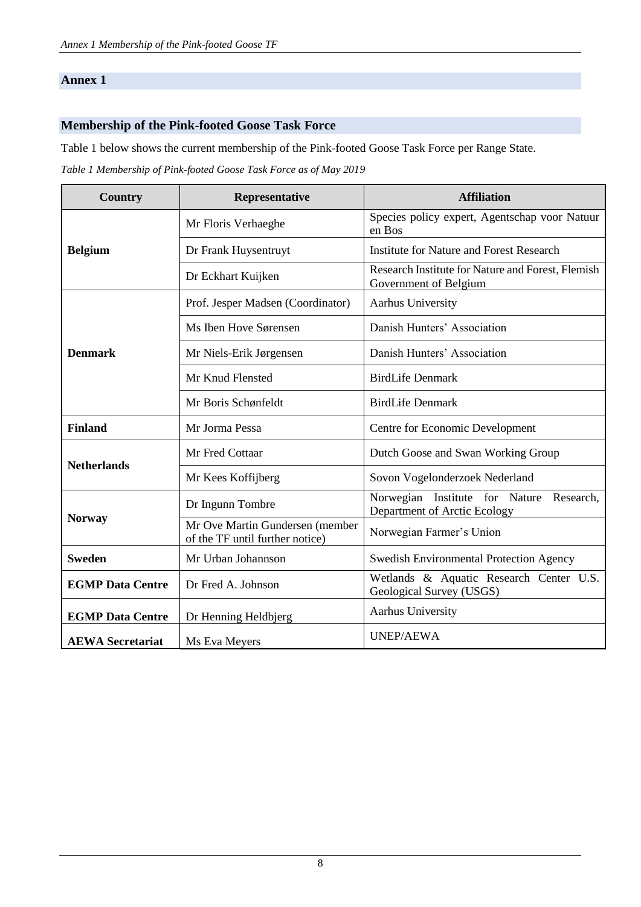## Annex 1

### Membership of the Pink-footed Goose Task Force

Table 1 below shows the current membership of the Pink-footed Goose Task Force per Range State.

*Table 1 Membership of Pink-footed Goose Task Force as of May 2019*

| Country | Representative | Affiliation |
|---|---|---|
| **Belgium** | Mr Floris Verhaeghe | Species policy expert, Agentschap voor Natuur en Bos |
| | Dr Frank Huysentruyt | Institute for Nature and Forest Research |
| | Dr Eckhart Kuijken | Research Institute for Nature and Forest, Flemish Government of Belgium |
| **Denmark** | Prof. Jesper Madsen (Coordinator) | Aarhus University |
| | Ms Iben Hove Sørensen | Danish Hunters' Association |
| | Mr Niels-Erik Jørgensen | Danish Hunters' Association |
| | Mr Knud Flensted | BirdLife Denmark |
| | Mr Boris Schønfeldt | BirdLife Denmark |
| **Finland** | Mr Jorma Pessa | Centre for Economic Development |
| **Netherlands** | Mr Fred Cottaar | Dutch Goose and Swan Working Group |
| | Mr Kees Koffijberg | Sovon Vogelonderzoek Nederland |
| **Norway** | Dr Ingunn Tombre | Norwegian Institute for Nature Research, Department of Arctic Ecology |
| | Mr Ove Martin Gundersen (member of the TF until further notice) | Norwegian Farmer's Union |
| **Sweden** | Mr Urban Johannson | Swedish Environmental Protection Agency |
| **EGMP Data Centre** | Dr Fred A. Johnson | Wetlands & Aquatic Research Center U.S. Geological Survey (USGS) |
| **EGMP Data Centre** | Dr Henning Heldbjerg | Aarhus University |
| **AEWA Secretariat** | Ms Eva Meyers | UNEP/AEWA |